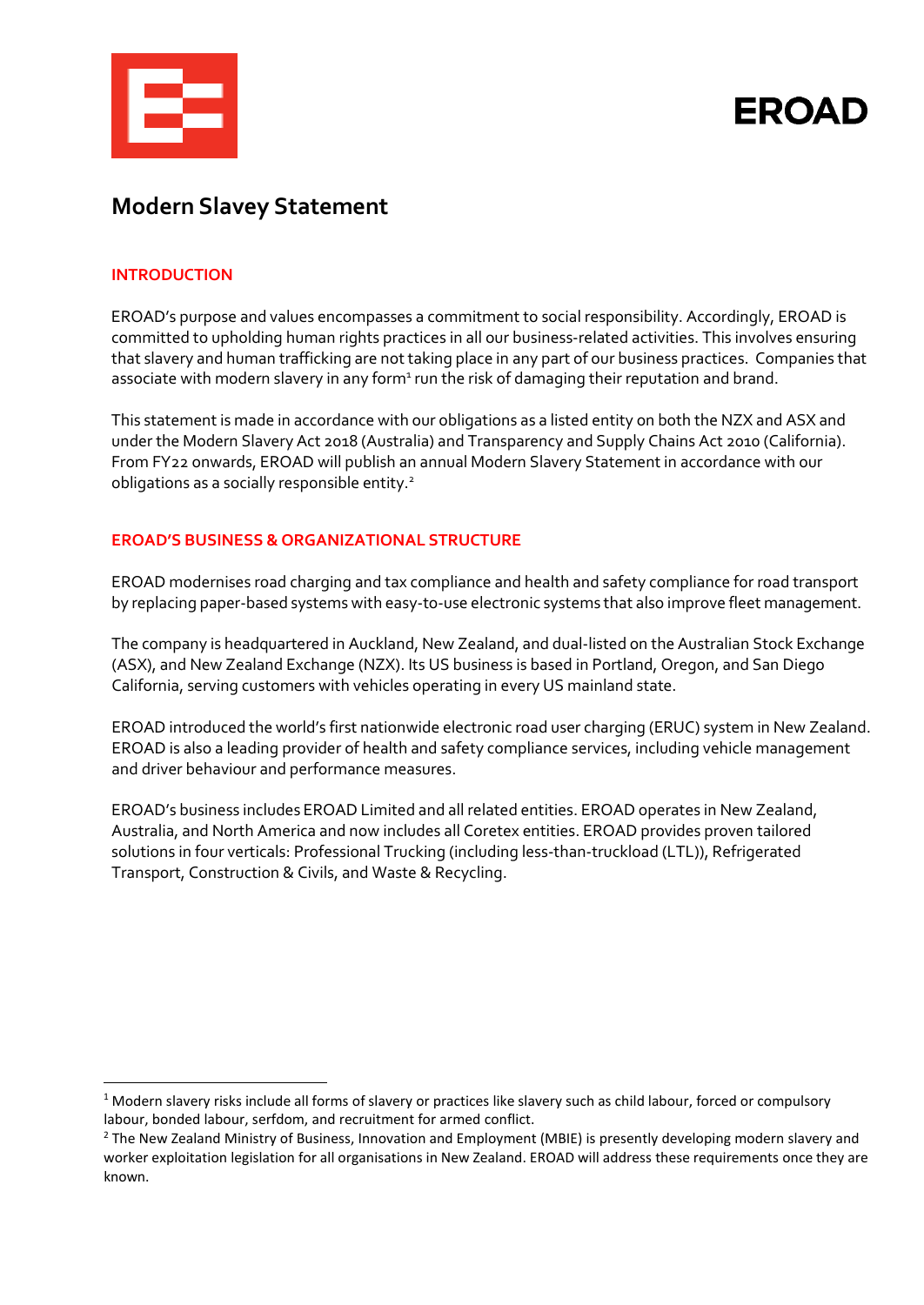# Modern Slavey Statement

## INTRODUCTION

EROAD's purpose and values encompasses a commitment to social responsibility. Accordingly, EROAD is committed to upholding human rights practices in all our business-related activities. This involves ensuring that slavery and human trafficking are not taking place in any part of our business practices. Companies that associate with modern slavery in any form[1] run the risk of damaging their reputation and brand.

This statement is made in accordance with our obligations as a listed entity on both the NZX and ASX and under the Modern Slavery Act 2018 (Australia) and Transparency and Supply Chains Act 2010 (California). From FY22 onwards, EROAD will publish an annual Modern Slavery Statement in accordance with our obligations as a socially responsible entity.[2]

## EROAD'S BUSINESS & ORGANIZATIONAL STRUCTURE

EROAD modernises road charging and tax compliance and health and safety compliance for road transport by replacing paper-based systems with easy-to-use electronic systems that also improve fleet management.

The company is headquartered in Auckland, New Zealand, and dual-listed on the Australian Stock Exchange (ASX), and New Zealand Exchange (NZX). Its US business is based in Portland, Oregon, and San Diego California, serving customers with vehicles operating in every US mainland state.

EROAD introduced the world's first nationwide electronic road user charging (ERUC) system in New Zealand. EROAD is also a leading provider of health and safety compliance services, including vehicle management and driver behaviour and performance measures.

EROAD's business includes EROAD Limited and all related entities. EROAD operates in New Zealand, Australia, and North America and now includes all Coretex entities. EROAD provides proven tailored solutions in four verticals: Professional Trucking (including less-than-truckload (LTL)), Refrigerated Transport, Construction & Civils, and Waste & Recycling.

---

[1] Modern slavery risks include all forms of slavery or practices like slavery such as child labour, forced or compulsory labour, bonded labour, serfdom, and recruitment for armed conflict.

[2] The New Zealand Ministry of Business, Innovation and Employment (MBIE) is presently developing modern slavery and worker exploitation legislation for all organisations in New Zealand. EROAD will address these requirements once they are known.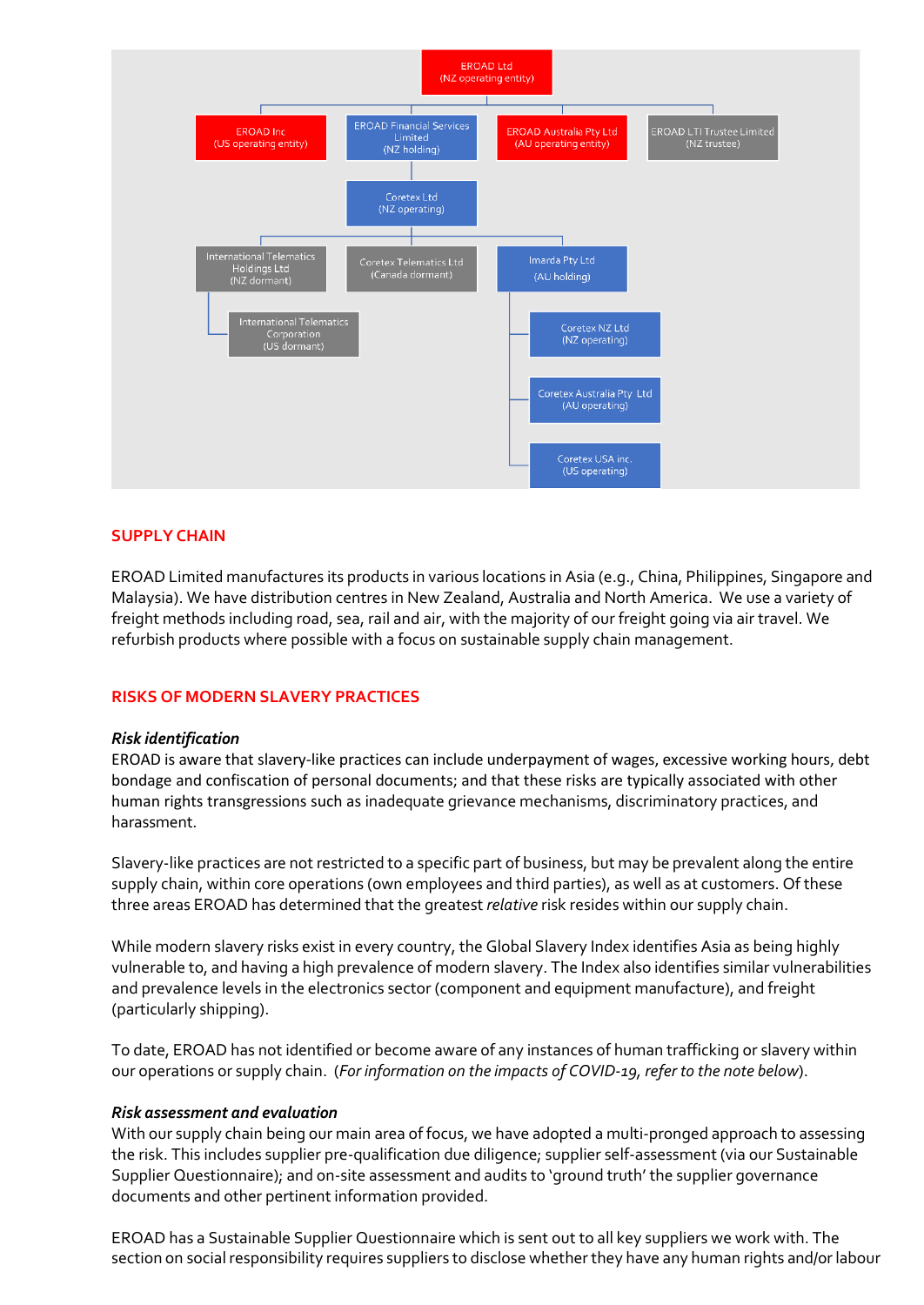- EROAD Ltd (NZ operating entity)
  - EROAD Inc (US operating entity)
  - EROAD Financial Services Limited (NZ holding)
    - Coretex Ltd (NZ operating)
      - International Telematics Holdings Ltd (NZ dormant)
        - International Telematics Corporation (US dormant)
      - Coretex Telematics Ltd (Canada dormant)
      - Imarda Pty Ltd (AU holding)
        - Coretex NZ Ltd (NZ operating)
        - Coretex Australia Pty Ltd (AU operating)
        - Coretex USA inc. (US operating)
  - EROAD Australia Pty Ltd (AU operating entity)
  - EROAD LTI Trustee Limited (NZ trustee)

## SUPPLY CHAIN

EROAD Limited manufactures its products in various locations in Asia (e.g., China, Philippines, Singapore and Malaysia). We have distribution centres in New Zealand, Australia and North America. We use a variety of freight methods including road, sea, rail and air, with the majority of our freight going via air travel. We refurbish products where possible with a focus on sustainable supply chain management.

## RISKS OF MODERN SLAVERY PRACTICES

***Risk identification***

EROAD is aware that slavery-like practices can include underpayment of wages, excessive working hours, debt bondage and confiscation of personal documents; and that these risks are typically associated with other human rights transgressions such as inadequate grievance mechanisms, discriminatory practices, and harassment.

Slavery-like practices are not restricted to a specific part of business, but may be prevalent along the entire supply chain, within core operations (own employees and third parties), as well as at customers. Of these three areas EROAD has determined that the greatest *relative* risk resides within our supply chain.

While modern slavery risks exist in every country, the Global Slavery Index identifies Asia as being highly vulnerable to, and having a high prevalence of modern slavery. The Index also identifies similar vulnerabilities and prevalence levels in the electronics sector (component and equipment manufacture), and freight (particularly shipping).

To date, EROAD has not identified or become aware of any instances of human trafficking or slavery within our operations or supply chain. (*For information on the impacts of COVID-19, refer to the note below*).

***Risk assessment and evaluation***

With our supply chain being our main area of focus, we have adopted a multi-pronged approach to assessing the risk. This includes supplier pre-qualification due diligence; supplier self-assessment (via our Sustainable Supplier Questionnaire); and on-site assessment and audits to 'ground truth' the supplier governance documents and other pertinent information provided.

EROAD has a Sustainable Supplier Questionnaire which is sent out to all key suppliers we work with. The section on social responsibility requires suppliers to disclose whether they have any human rights and/or labour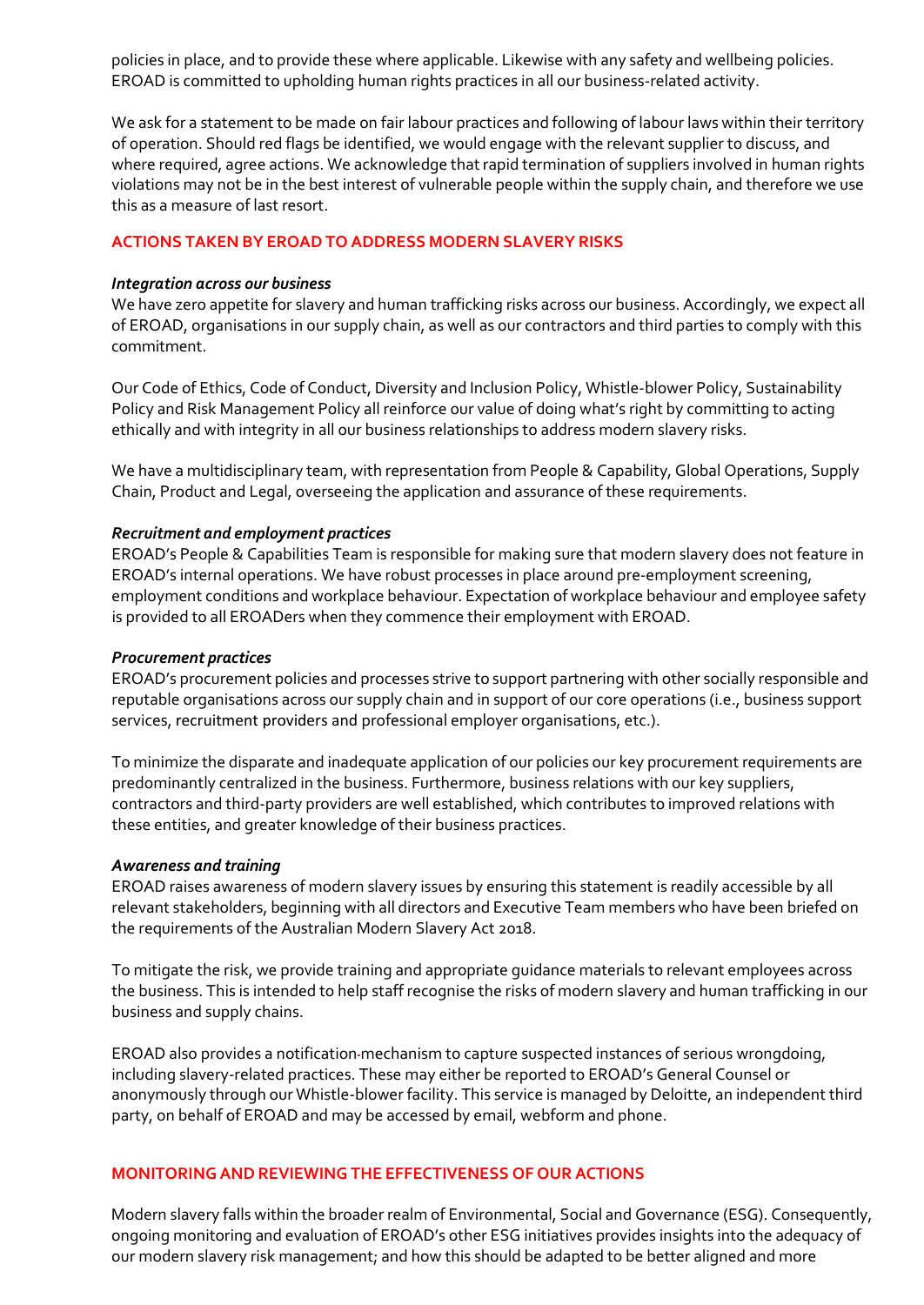policies in place, and to provide these where applicable. Likewise with any safety and wellbeing policies. EROAD is committed to upholding human rights practices in all our business-related activity.

We ask for a statement to be made on fair labour practices and following of labour laws within their territory of operation. Should red flags be identified, we would engage with the relevant supplier to discuss, and where required, agree actions. We acknowledge that rapid termination of suppliers involved in human rights violations may not be in the best interest of vulnerable people within the supply chain, and therefore we use this as a measure of last resort.

## ACTIONS TAKEN BY EROAD TO ADDRESS MODERN SLAVERY RISKS

***Integration across our business***

We have zero appetite for slavery and human trafficking risks across our business. Accordingly, we expect all of EROAD, organisations in our supply chain, as well as our contractors and third parties to comply with this commitment.

Our Code of Ethics, Code of Conduct, Diversity and Inclusion Policy, Whistle-blower Policy, Sustainability Policy and Risk Management Policy all reinforce our value of doing what's right by committing to acting ethically and with integrity in all our business relationships to address modern slavery risks.

We have a multidisciplinary team, with representation from People & Capability, Global Operations, Supply Chain, Product and Legal, overseeing the application and assurance of these requirements.

***Recruitment and employment practices***

EROAD's People & Capabilities Team is responsible for making sure that modern slavery does not feature in EROAD's internal operations. We have robust processes in place around pre-employment screening, employment conditions and workplace behaviour. Expectation of workplace behaviour and employee safety is provided to all EROADers when they commence their employment with EROAD.

***Procurement practices***

EROAD's procurement policies and processes strive to support partnering with other socially responsible and reputable organisations across our supply chain and in support of our core operations (i.e., business support services, recruitment providers and professional employer organisations, etc.).

To minimize the disparate and inadequate application of our policies our key procurement requirements are predominantly centralized in the business. Furthermore, business relations with our key suppliers, contractors and third-party providers are well established, which contributes to improved relations with these entities, and greater knowledge of their business practices.

***Awareness and training***

EROAD raises awareness of modern slavery issues by ensuring this statement is readily accessible by all relevant stakeholders, beginning with all directors and Executive Team members who have been briefed on the requirements of the Australian Modern Slavery Act 2018.

To mitigate the risk, we provide training and appropriate guidance materials to relevant employees across the business. This is intended to help staff recognise the risks of modern slavery and human trafficking in our business and supply chains.

EROAD also provides a notification-mechanism to capture suspected instances of serious wrongdoing, including slavery-related practices. These may either be reported to EROAD's General Counsel or anonymously through our Whistle-blower facility. This service is managed by Deloitte, an independent third party, on behalf of EROAD and may be accessed by email, webform and phone.

## MONITORING AND REVIEWING THE EFFECTIVENESS OF OUR ACTIONS

Modern slavery falls within the broader realm of Environmental, Social and Governance (ESG). Consequently, ongoing monitoring and evaluation of EROAD's other ESG initiatives provides insights into the adequacy of our modern slavery risk management; and how this should be adapted to be better aligned and more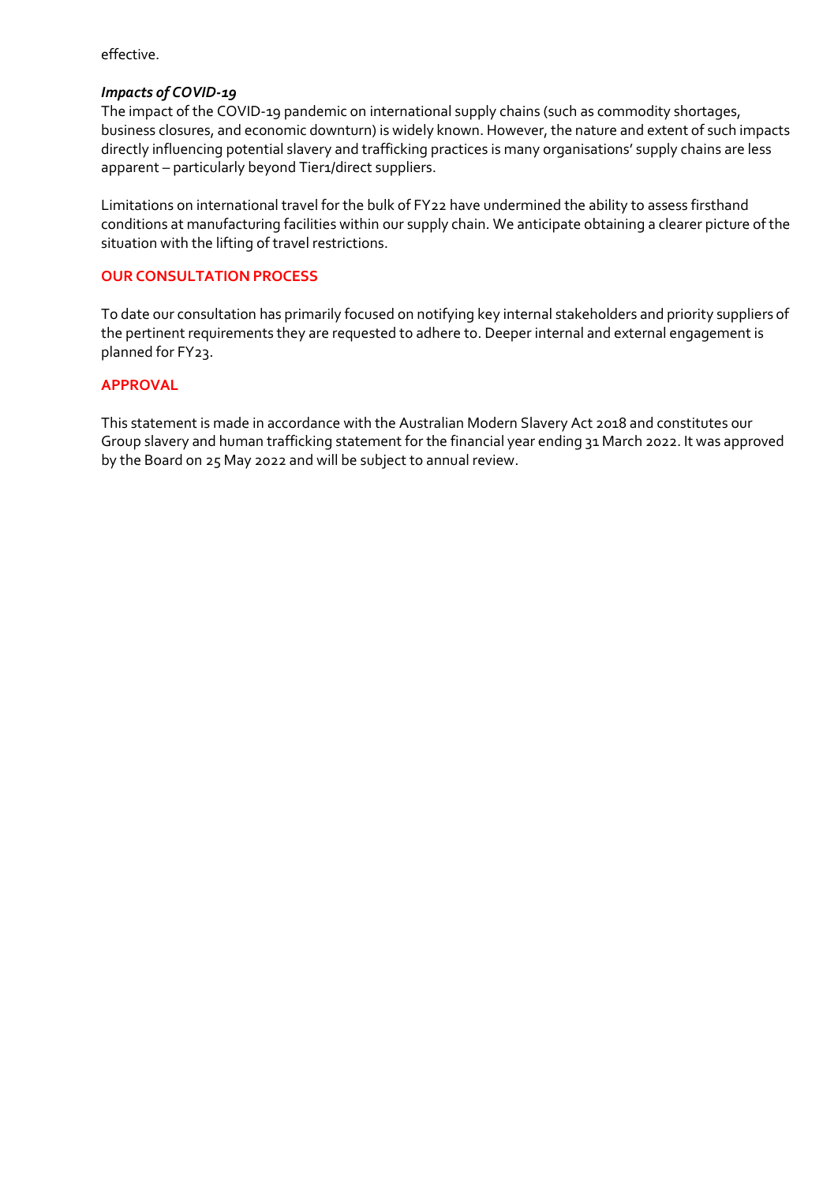effective.

***Impacts of COVID-19***

The impact of the COVID-19 pandemic on international supply chains (such as commodity shortages, business closures, and economic downturn) is widely known. However, the nature and extent of such impacts directly influencing potential slavery and trafficking practices is many organisations' supply chains are less apparent – particularly beyond Tier1/direct suppliers.

Limitations on international travel for the bulk of FY22 have undermined the ability to assess firsthand conditions at manufacturing facilities within our supply chain. We anticipate obtaining a clearer picture of the situation with the lifting of travel restrictions.

## OUR CONSULTATION PROCESS

To date our consultation has primarily focused on notifying key internal stakeholders and priority suppliers of the pertinent requirements they are requested to adhere to. Deeper internal and external engagement is planned for FY23.

## APPROVAL

This statement is made in accordance with the Australian Modern Slavery Act 2018 and constitutes our Group slavery and human trafficking statement for the financial year ending 31 March 2022. It was approved by the Board on 25 May 2022 and will be subject to annual review.